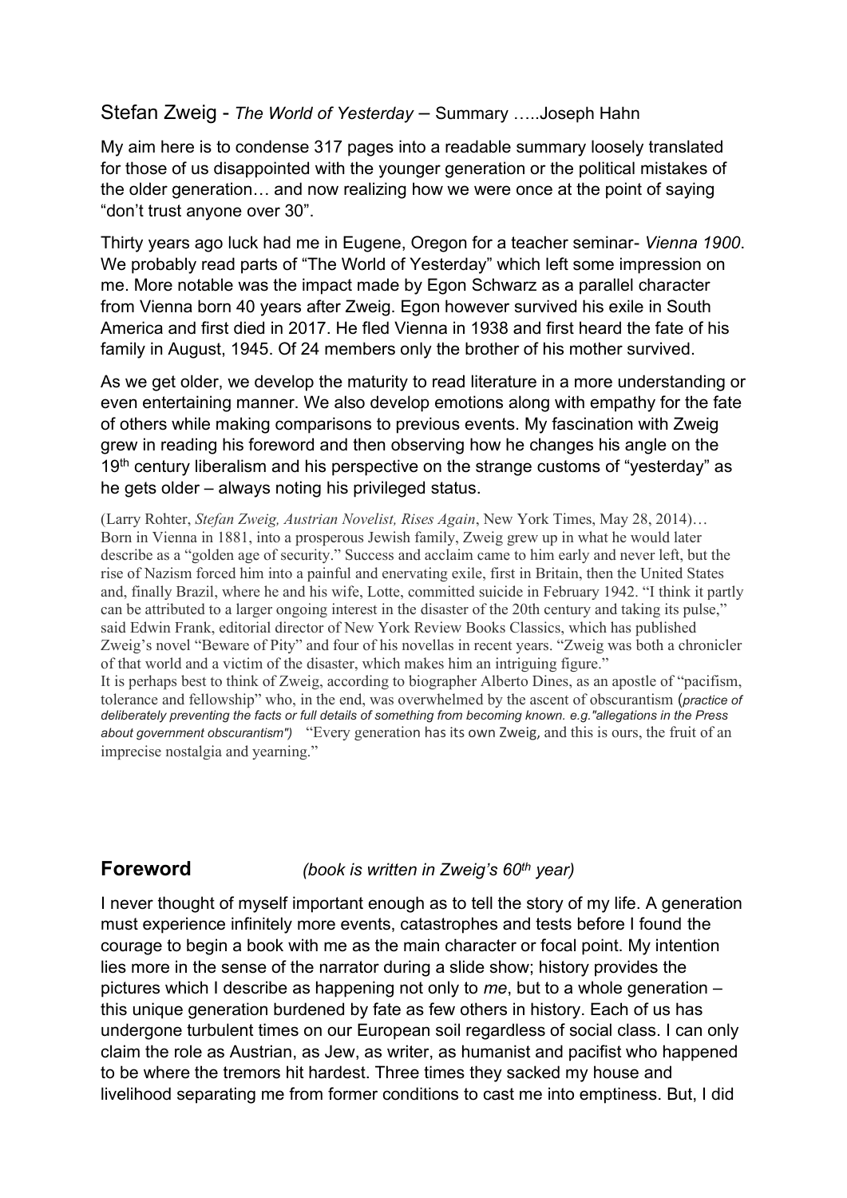Stefan Zweig - *The World of Yesterday* – Summary …..Joseph Hahn

My aim here is to condense 317 pages into a readable summary loosely translated for those of us disappointed with the younger generation or the political mistakes of the older generation… and now realizing how we were once at the point of saying "don't trust anyone over 30".

Thirty years ago luck had me in Eugene, Oregon for a teacher seminar- *Vienna 1900*. We probably read parts of "The World of Yesterday" which left some impression on me. More notable was the impact made by Egon Schwarz as a parallel character from Vienna born 40 years after Zweig. Egon however survived his exile in South America and first died in 2017. He fled Vienna in 1938 and first heard the fate of his family in August, 1945. Of 24 members only the brother of his mother survived.

As we get older, we develop the maturity to read literature in a more understanding or even entertaining manner. We also develop emotions along with empathy for the fate of others while making comparisons to previous events. My fascination with Zweig grew in reading his foreword and then observing how he changes his angle on the 19th century liberalism and his perspective on the strange customs of "yesterday" as he gets older – always noting his privileged status.

(Larry Rohter, *Stefan Zweig, Austrian Novelist, Rises Again*, New York Times, May 28, 2014)… Born in Vienna in 1881, into a prosperous Jewish family, Zweig grew up in what he would later describe as a "golden age of security." Success and acclaim came to him early and never left, but the rise of Nazism forced him into a painful and enervating exile, first in Britain, then the United States and, finally Brazil, where he and his wife, Lotte, committed suicide in February 1942. "I think it partly can be attributed to a larger ongoing interest in the disaster of the 20th century and taking its pulse," said Edwin Frank, editorial director of New York Review Books Classics, which has published Zweig's novel "Beware of Pity" and four of his novellas in recent years. "Zweig was both a chronicler of that world and a victim of the disaster, which makes him an intriguing figure."
It is perhaps best to think of Zweig, according to biographer Alberto Dines, as an apostle of "pacifism, tolerance and fellowship" who, in the end, was overwhelmed by the ascent of obscurantism (*practice of deliberately preventing the facts or full details of something from becoming known. e.g."allegations in the Press about government obscurantism")* "Every generation has its own Zweig, and this is ours, the fruit of an imprecise nostalgia and yearning."

## Foreword *(book is written in Zweig's 60th year)*

I never thought of myself important enough as to tell the story of my life. A generation must experience infinitely more events, catastrophes and tests before I found the courage to begin a book with me as the main character or focal point. My intention lies more in the sense of the narrator during a slide show; history provides the pictures which I describe as happening not only to *me*, but to a whole generation – this unique generation burdened by fate as few others in history. Each of us has undergone turbulent times on our European soil regardless of social class. I can only claim the role as Austrian, as Jew, as writer, as humanist and pacifist who happened to be where the tremors hit hardest. Three times they sacked my house and livelihood separating me from former conditions to cast me into emptiness. But, I did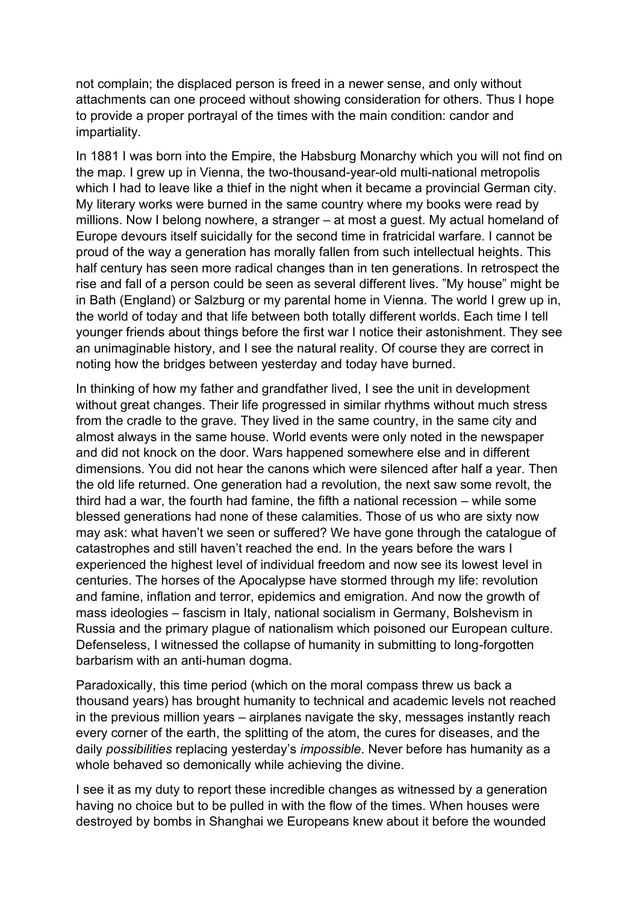not complain; the displaced person is freed in a newer sense, and only without attachments can one proceed without showing consideration for others. Thus I hope to provide a proper portrayal of the times with the main condition: candor and impartiality.

In 1881 I was born into the Empire, the Habsburg Monarchy which you will not find on the map. I grew up in Vienna, the two-thousand-year-old multi-national metropolis which I had to leave like a thief in the night when it became a provincial German city. My literary works were burned in the same country where my books were read by millions. Now I belong nowhere, a stranger – at most a guest. My actual homeland of Europe devours itself suicidally for the second time in fratricidal warfare. I cannot be proud of the way a generation has morally fallen from such intellectual heights. This half century has seen more radical changes than in ten generations. In retrospect the rise and fall of a person could be seen as several different lives. "My house" might be in Bath (England) or Salzburg or my parental home in Vienna. The world I grew up in, the world of today and that life between both totally different worlds. Each time I tell younger friends about things before the first war I notice their astonishment. They see an unimaginable history, and I see the natural reality. Of course they are correct in noting how the bridges between yesterday and today have burned.

In thinking of how my father and grandfather lived, I see the unit in development without great changes. Their life progressed in similar rhythms without much stress from the cradle to the grave. They lived in the same country, in the same city and almost always in the same house. World events were only noted in the newspaper and did not knock on the door. Wars happened somewhere else and in different dimensions. You did not hear the canons which were silenced after half a year. Then the old life returned. One generation had a revolution, the next saw some revolt, the third had a war, the fourth had famine, the fifth a national recession – while some blessed generations had none of these calamities. Those of us who are sixty now may ask: what haven't we seen or suffered? We have gone through the catalogue of catastrophes and still haven't reached the end. In the years before the wars I experienced the highest level of individual freedom and now see its lowest level in centuries. The horses of the Apocalypse have stormed through my life: revolution and famine, inflation and terror, epidemics and emigration. And now the growth of mass ideologies – fascism in Italy, national socialism in Germany, Bolshevism in Russia and the primary plague of nationalism which poisoned our European culture. Defenseless, I witnessed the collapse of humanity in submitting to long-forgotten barbarism with an anti-human dogma.

Paradoxically, this time period (which on the moral compass threw us back a thousand years) has brought humanity to technical and academic levels not reached in the previous million years – airplanes navigate the sky, messages instantly reach every corner of the earth, the splitting of the atom, the cures for diseases, and the daily *possibilities* replacing yesterday's *impossible*. Never before has humanity as a whole behaved so demonically while achieving the divine.

I see it as my duty to report these incredible changes as witnessed by a generation having no choice but to be pulled in with the flow of the times. When houses were destroyed by bombs in Shanghai we Europeans knew about it before the wounded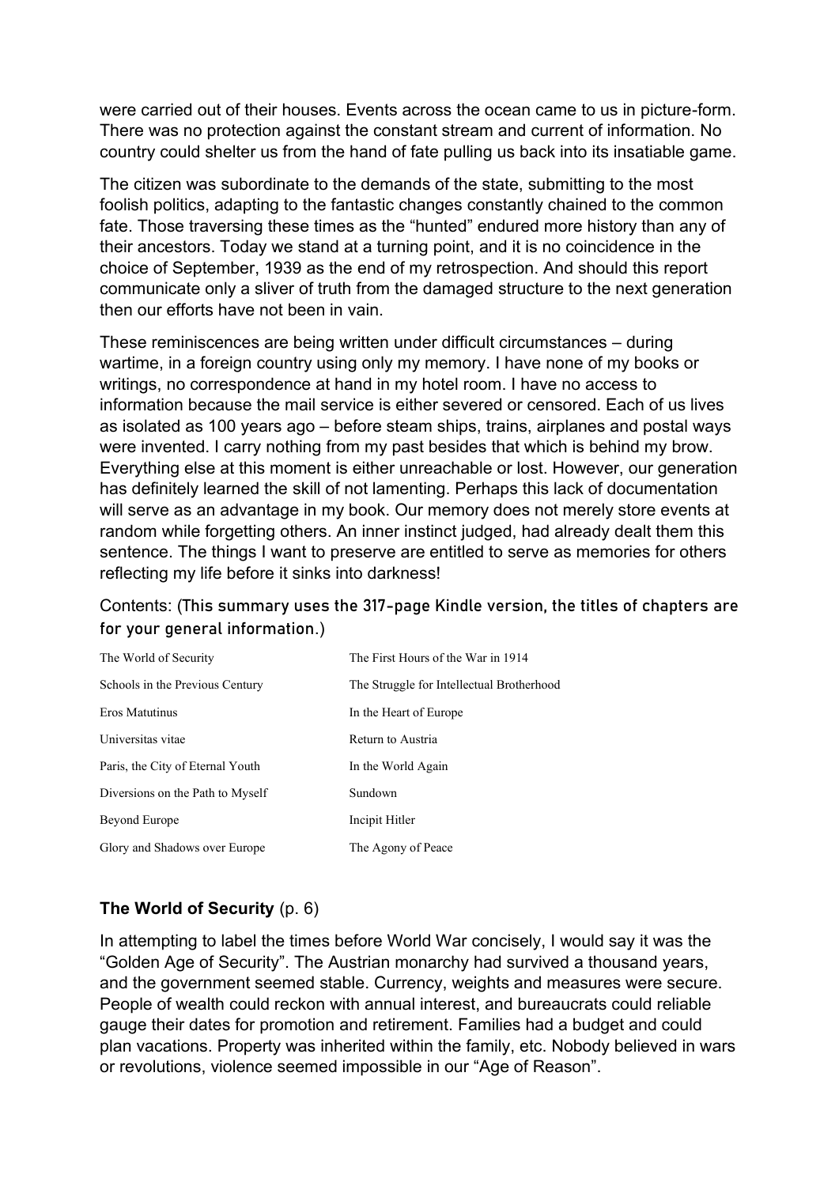were carried out of their houses. Events across the ocean came to us in picture-form. There was no protection against the constant stream and current of information. No country could shelter us from the hand of fate pulling us back into its insatiable game.

The citizen was subordinate to the demands of the state, submitting to the most foolish politics, adapting to the fantastic changes constantly chained to the common fate. Those traversing these times as the "hunted" endured more history than any of their ancestors. Today we stand at a turning point, and it is no coincidence in the choice of September, 1939 as the end of my retrospection. And should this report communicate only a sliver of truth from the damaged structure to the next generation then our efforts have not been in vain.

These reminiscences are being written under difficult circumstances – during wartime, in a foreign country using only my memory. I have none of my books or writings, no correspondence at hand in my hotel room. I have no access to information because the mail service is either severed or censored. Each of us lives as isolated as 100 years ago – before steam ships, trains, airplanes and postal ways were invented. I carry nothing from my past besides that which is behind my brow. Everything else at this moment is either unreachable or lost. However, our generation has definitely learned the skill of not lamenting. Perhaps this lack of documentation will serve as an advantage in my book. Our memory does not merely store events at random while forgetting others. An inner instinct judged, had already dealt them this sentence. The things I want to preserve are entitled to serve as memories for others reflecting my life before it sinks into darkness!

Contents: (This summary uses the 317-page Kindle version, the titles of chapters are for your general information.)

| | |
|---|---|
| The World of Security | The First Hours of the War in 1914 |
| Schools in the Previous Century | The Struggle for Intellectual Brotherhood |
| Eros Matutinus | In the Heart of Europe |
| Universitas vitae | Return to Austria |
| Paris, the City of Eternal Youth | In the World Again |
| Diversions on the Path to Myself | Sundown |
| Beyond Europe | Incipit Hitler |
| Glory and Shadows over Europe | The Agony of Peace |

### **The World of Security** (p. 6)

In attempting to label the times before World War concisely, I would say it was the "Golden Age of Security". The Austrian monarchy had survived a thousand years, and the government seemed stable. Currency, weights and measures were secure. People of wealth could reckon with annual interest, and bureaucrats could reliable gauge their dates for promotion and retirement. Families had a budget and could plan vacations. Property was inherited within the family, etc. Nobody believed in wars or revolutions, violence seemed impossible in our "Age of Reason".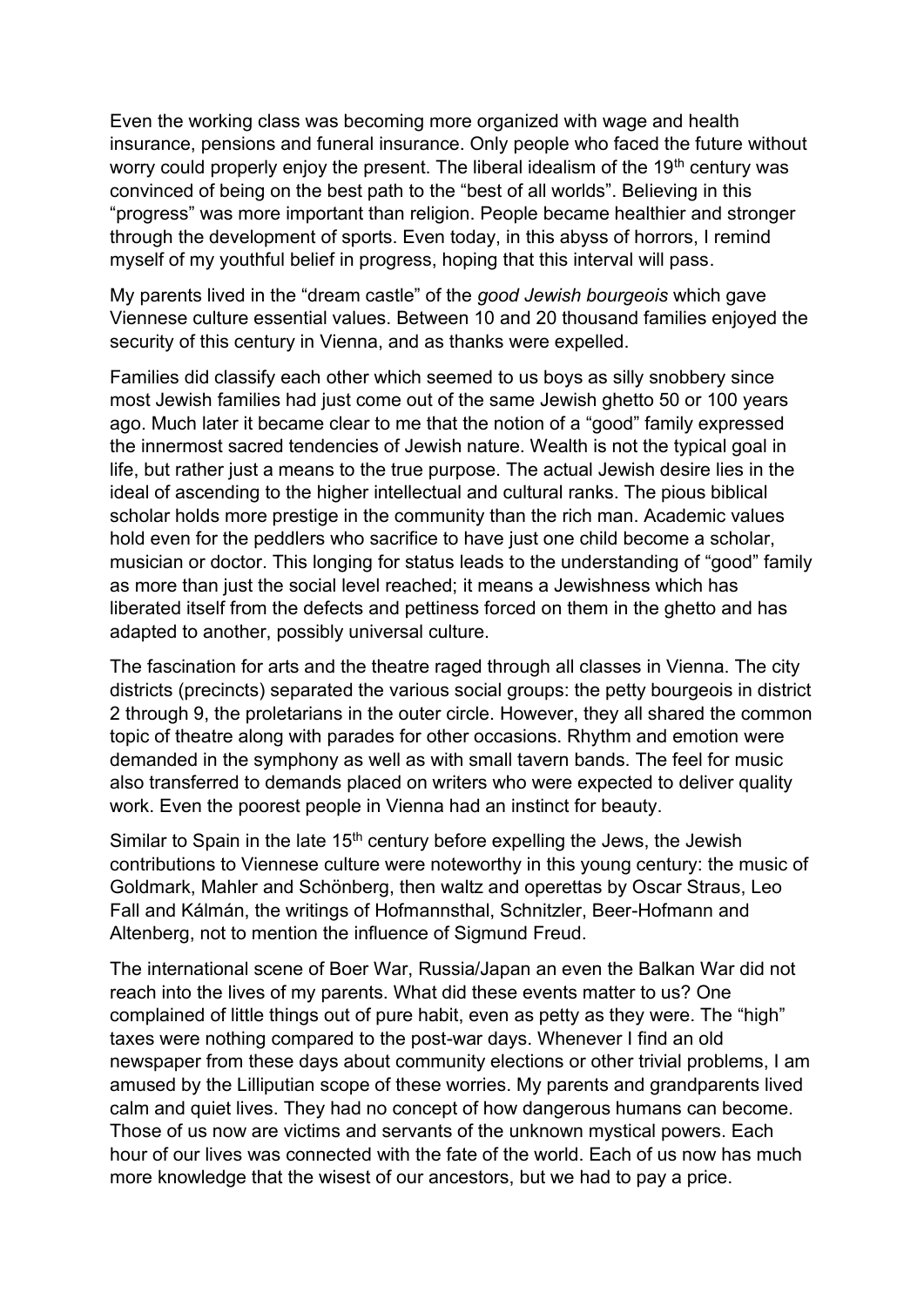Even the working class was becoming more organized with wage and health insurance, pensions and funeral insurance. Only people who faced the future without worry could properly enjoy the present. The liberal idealism of the 19th century was convinced of being on the best path to the "best of all worlds". Believing in this "progress" was more important than religion. People became healthier and stronger through the development of sports. Even today, in this abyss of horrors, I remind myself of my youthful belief in progress, hoping that this interval will pass.

My parents lived in the "dream castle" of the *good Jewish bourgeois* which gave Viennese culture essential values. Between 10 and 20 thousand families enjoyed the security of this century in Vienna, and as thanks were expelled.

Families did classify each other which seemed to us boys as silly snobbery since most Jewish families had just come out of the same Jewish ghetto 50 or 100 years ago. Much later it became clear to me that the notion of a "good" family expressed the innermost sacred tendencies of Jewish nature. Wealth is not the typical goal in life, but rather just a means to the true purpose. The actual Jewish desire lies in the ideal of ascending to the higher intellectual and cultural ranks. The pious biblical scholar holds more prestige in the community than the rich man. Academic values hold even for the peddlers who sacrifice to have just one child become a scholar, musician or doctor. This longing for status leads to the understanding of "good" family as more than just the social level reached; it means a Jewishness which has liberated itself from the defects and pettiness forced on them in the ghetto and has adapted to another, possibly universal culture.

The fascination for arts and the theatre raged through all classes in Vienna. The city districts (precincts) separated the various social groups: the petty bourgeois in district 2 through 9, the proletarians in the outer circle. However, they all shared the common topic of theatre along with parades for other occasions. Rhythm and emotion were demanded in the symphony as well as with small tavern bands. The feel for music also transferred to demands placed on writers who were expected to deliver quality work. Even the poorest people in Vienna had an instinct for beauty.

Similar to Spain in the late 15th century before expelling the Jews, the Jewish contributions to Viennese culture were noteworthy in this young century: the music of Goldmark, Mahler and Schönberg, then waltz and operettas by Oscar Straus, Leo Fall and Kálmán, the writings of Hofmannsthal, Schnitzler, Beer-Hofmann and Altenberg, not to mention the influence of Sigmund Freud.

The international scene of Boer War, Russia/Japan an even the Balkan War did not reach into the lives of my parents. What did these events matter to us? One complained of little things out of pure habit, even as petty as they were. The "high" taxes were nothing compared to the post-war days. Whenever I find an old newspaper from these days about community elections or other trivial problems, I am amused by the Lilliputian scope of these worries. My parents and grandparents lived calm and quiet lives. They had no concept of how dangerous humans can become. Those of us now are victims and servants of the unknown mystical powers. Each hour of our lives was connected with the fate of the world. Each of us now has much more knowledge that the wisest of our ancestors, but we had to pay a price.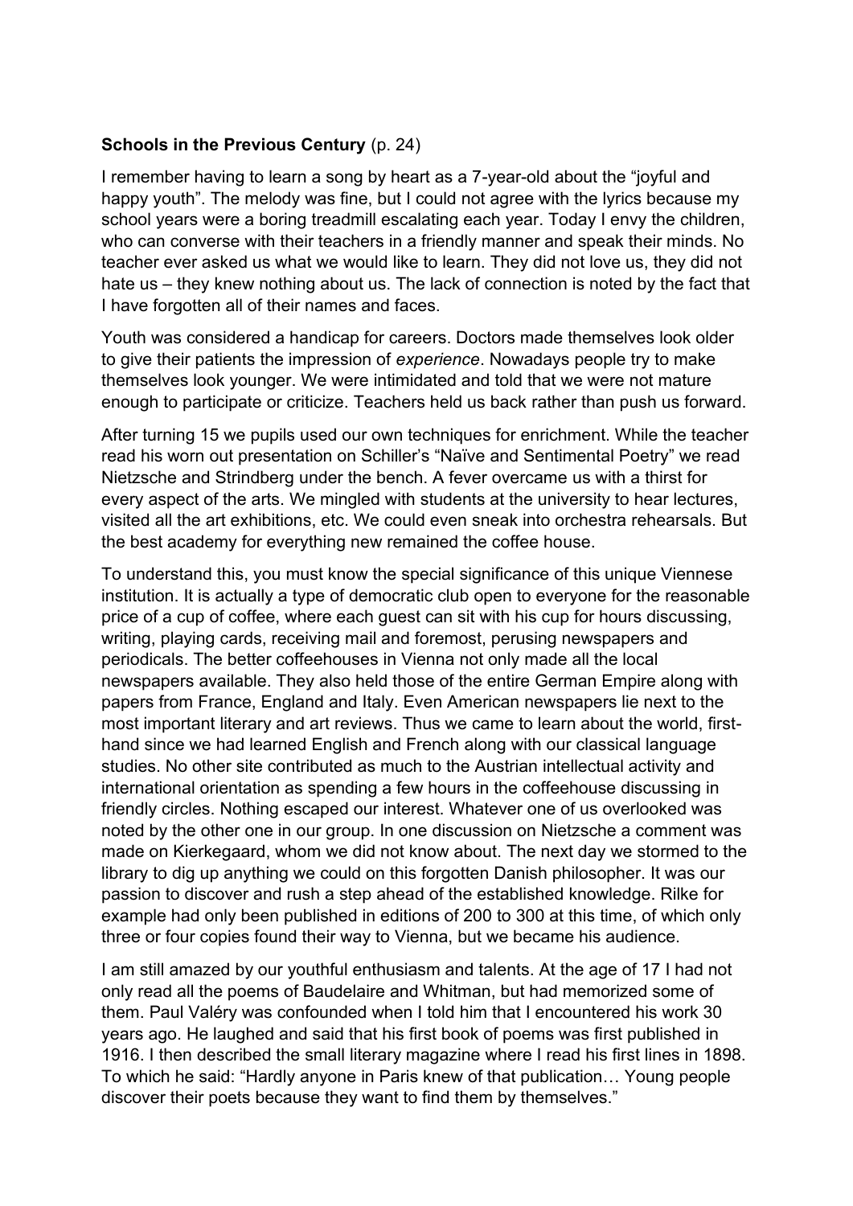**Schools in the Previous Century** (p. 24)

I remember having to learn a song by heart as a 7-year-old about the "joyful and happy youth". The melody was fine, but I could not agree with the lyrics because my school years were a boring treadmill escalating each year. Today I envy the children, who can converse with their teachers in a friendly manner and speak their minds. No teacher ever asked us what we would like to learn. They did not love us, they did not hate us – they knew nothing about us. The lack of connection is noted by the fact that I have forgotten all of their names and faces.

Youth was considered a handicap for careers. Doctors made themselves look older to give their patients the impression of *experience*. Nowadays people try to make themselves look younger. We were intimidated and told that we were not mature enough to participate or criticize. Teachers held us back rather than push us forward.

After turning 15 we pupils used our own techniques for enrichment. While the teacher read his worn out presentation on Schiller's "Naïve and Sentimental Poetry" we read Nietzsche and Strindberg under the bench. A fever overcame us with a thirst for every aspect of the arts. We mingled with students at the university to hear lectures, visited all the art exhibitions, etc. We could even sneak into orchestra rehearsals. But the best academy for everything new remained the coffee house.

To understand this, you must know the special significance of this unique Viennese institution. It is actually a type of democratic club open to everyone for the reasonable price of a cup of coffee, where each guest can sit with his cup for hours discussing, writing, playing cards, receiving mail and foremost, perusing newspapers and periodicals. The better coffeehouses in Vienna not only made all the local newspapers available. They also held those of the entire German Empire along with papers from France, England and Italy. Even American newspapers lie next to the most important literary and art reviews. Thus we came to learn about the world, first-hand since we had learned English and French along with our classical language studies. No other site contributed as much to the Austrian intellectual activity and international orientation as spending a few hours in the coffeehouse discussing in friendly circles. Nothing escaped our interest. Whatever one of us overlooked was noted by the other one in our group. In one discussion on Nietzsche a comment was made on Kierkegaard, whom we did not know about. The next day we stormed to the library to dig up anything we could on this forgotten Danish philosopher. It was our passion to discover and rush a step ahead of the established knowledge. Rilke for example had only been published in editions of 200 to 300 at this time, of which only three or four copies found their way to Vienna, but we became his audience.

I am still amazed by our youthful enthusiasm and talents. At the age of 17 I had not only read all the poems of Baudelaire and Whitman, but had memorized some of them. Paul Valéry was confounded when I told him that I encountered his work 30 years ago. He laughed and said that his first book of poems was first published in 1916. I then described the small literary magazine where I read his first lines in 1898. To which he said: "Hardly anyone in Paris knew of that publication… Young people discover their poets because they want to find them by themselves."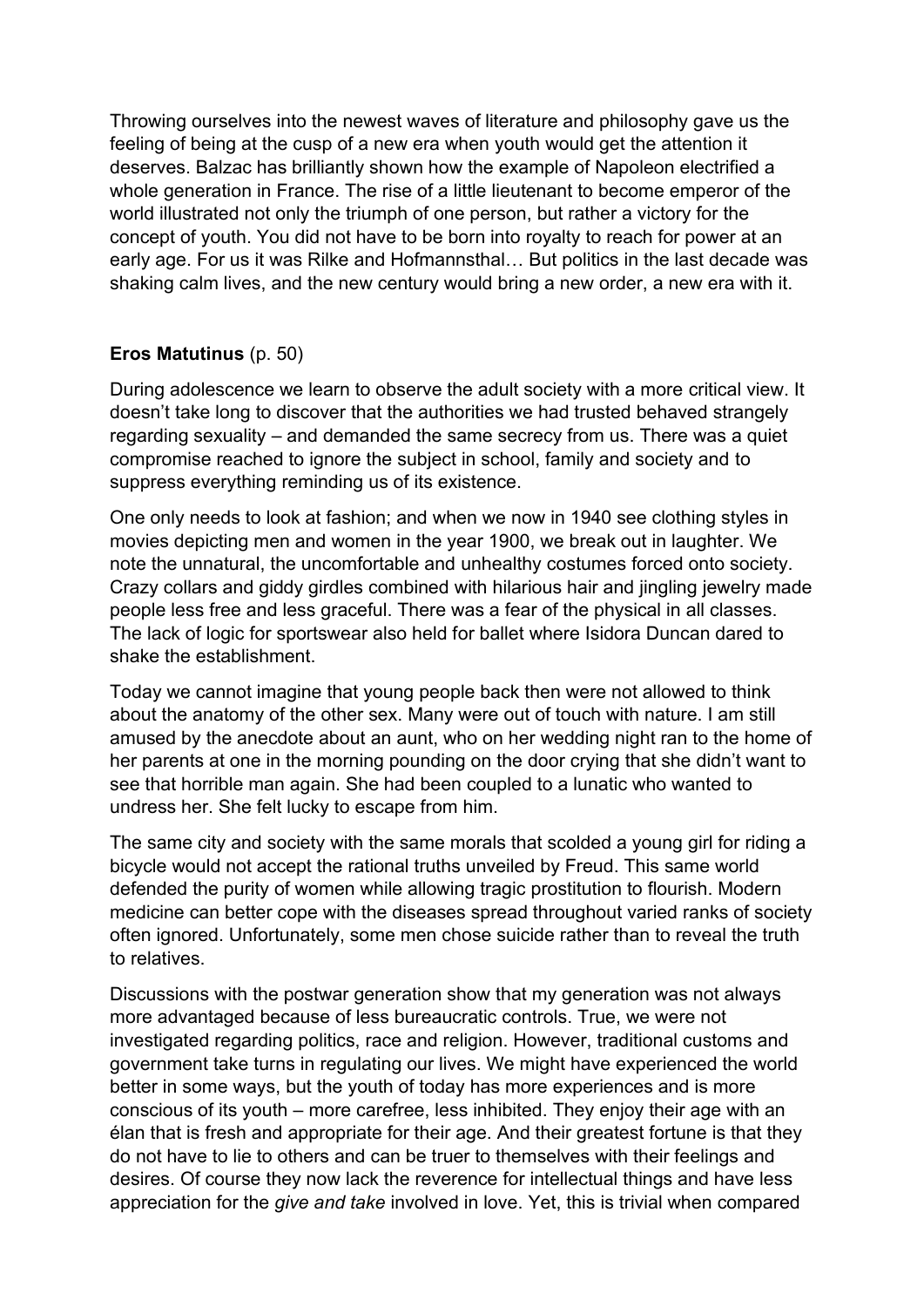Throwing ourselves into the newest waves of literature and philosophy gave us the feeling of being at the cusp of a new era when youth would get the attention it deserves. Balzac has brilliantly shown how the example of Napoleon electrified a whole generation in France. The rise of a little lieutenant to become emperor of the world illustrated not only the triumph of one person, but rather a victory for the concept of youth. You did not have to be born into royalty to reach for power at an early age. For us it was Rilke and Hofmannsthal… But politics in the last decade was shaking calm lives, and the new century would bring a new order, a new era with it.

**Eros Matutinus** (p. 50)

During adolescence we learn to observe the adult society with a more critical view. It doesn't take long to discover that the authorities we had trusted behaved strangely regarding sexuality – and demanded the same secrecy from us. There was a quiet compromise reached to ignore the subject in school, family and society and to suppress everything reminding us of its existence.

One only needs to look at fashion; and when we now in 1940 see clothing styles in movies depicting men and women in the year 1900, we break out in laughter. We note the unnatural, the uncomfortable and unhealthy costumes forced onto society. Crazy collars and giddy girdles combined with hilarious hair and jingling jewelry made people less free and less graceful. There was a fear of the physical in all classes. The lack of logic for sportswear also held for ballet where Isidora Duncan dared to shake the establishment.

Today we cannot imagine that young people back then were not allowed to think about the anatomy of the other sex. Many were out of touch with nature. I am still amused by the anecdote about an aunt, who on her wedding night ran to the home of her parents at one in the morning pounding on the door crying that she didn't want to see that horrible man again. She had been coupled to a lunatic who wanted to undress her. She felt lucky to escape from him.

The same city and society with the same morals that scolded a young girl for riding a bicycle would not accept the rational truths unveiled by Freud. This same world defended the purity of women while allowing tragic prostitution to flourish. Modern medicine can better cope with the diseases spread throughout varied ranks of society often ignored. Unfortunately, some men chose suicide rather than to reveal the truth to relatives.

Discussions with the postwar generation show that my generation was not always more advantaged because of less bureaucratic controls. True, we were not investigated regarding politics, race and religion. However, traditional customs and government take turns in regulating our lives. We might have experienced the world better in some ways, but the youth of today has more experiences and is more conscious of its youth – more carefree, less inhibited. They enjoy their age with an élan that is fresh and appropriate for their age. And their greatest fortune is that they do not have to lie to others and can be truer to themselves with their feelings and desires. Of course they now lack the reverence for intellectual things and have less appreciation for the *give and take* involved in love. Yet, this is trivial when compared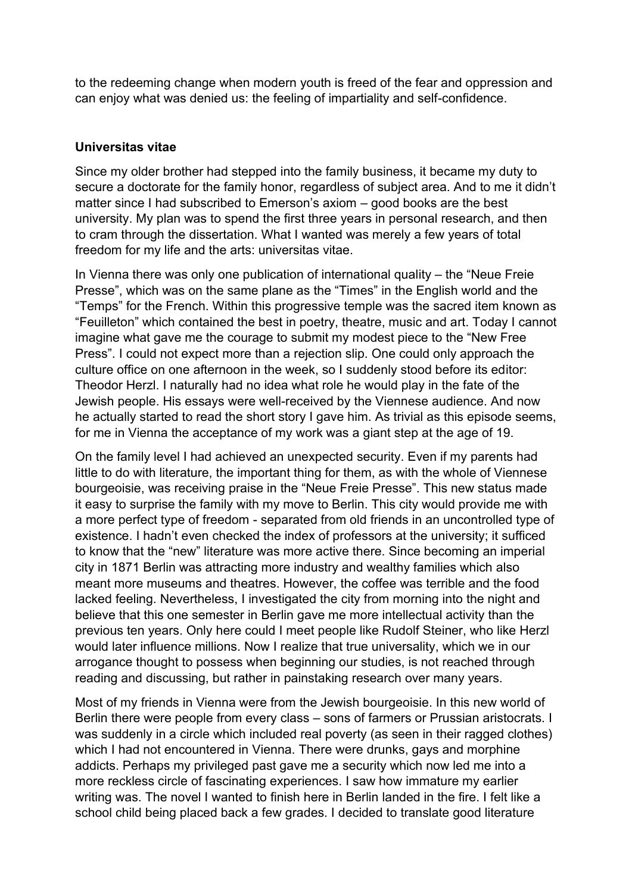to the redeeming change when modern youth is freed of the fear and oppression and can enjoy what was denied us: the feeling of impartiality and self-confidence.

**Universitas vitae**

Since my older brother had stepped into the family business, it became my duty to secure a doctorate for the family honor, regardless of subject area. And to me it didn't matter since I had subscribed to Emerson's axiom – good books are the best university. My plan was to spend the first three years in personal research, and then to cram through the dissertation. What I wanted was merely a few years of total freedom for my life and the arts: universitas vitae.

In Vienna there was only one publication of international quality – the "Neue Freie Presse", which was on the same plane as the "Times" in the English world and the "Temps" for the French. Within this progressive temple was the sacred item known as "Feuilleton" which contained the best in poetry, theatre, music and art. Today I cannot imagine what gave me the courage to submit my modest piece to the "New Free Press". I could not expect more than a rejection slip. One could only approach the culture office on one afternoon in the week, so I suddenly stood before its editor: Theodor Herzl. I naturally had no idea what role he would play in the fate of the Jewish people. His essays were well-received by the Viennese audience. And now he actually started to read the short story I gave him. As trivial as this episode seems, for me in Vienna the acceptance of my work was a giant step at the age of 19.

On the family level I had achieved an unexpected security. Even if my parents had little to do with literature, the important thing for them, as with the whole of Viennese bourgeoisie, was receiving praise in the "Neue Freie Presse". This new status made it easy to surprise the family with my move to Berlin. This city would provide me with a more perfect type of freedom - separated from old friends in an uncontrolled type of existence. I hadn't even checked the index of professors at the university; it sufficed to know that the "new" literature was more active there. Since becoming an imperial city in 1871 Berlin was attracting more industry and wealthy families which also meant more museums and theatres. However, the coffee was terrible and the food lacked feeling. Nevertheless, I investigated the city from morning into the night and believe that this one semester in Berlin gave me more intellectual activity than the previous ten years. Only here could I meet people like Rudolf Steiner, who like Herzl would later influence millions. Now I realize that true universality, which we in our arrogance thought to possess when beginning our studies, is not reached through reading and discussing, but rather in painstaking research over many years.

Most of my friends in Vienna were from the Jewish bourgeoisie. In this new world of Berlin there were people from every class – sons of farmers or Prussian aristocrats. I was suddenly in a circle which included real poverty (as seen in their ragged clothes) which I had not encountered in Vienna. There were drunks, gays and morphine addicts. Perhaps my privileged past gave me a security which now led me into a more reckless circle of fascinating experiences. I saw how immature my earlier writing was. The novel I wanted to finish here in Berlin landed in the fire. I felt like a school child being placed back a few grades. I decided to translate good literature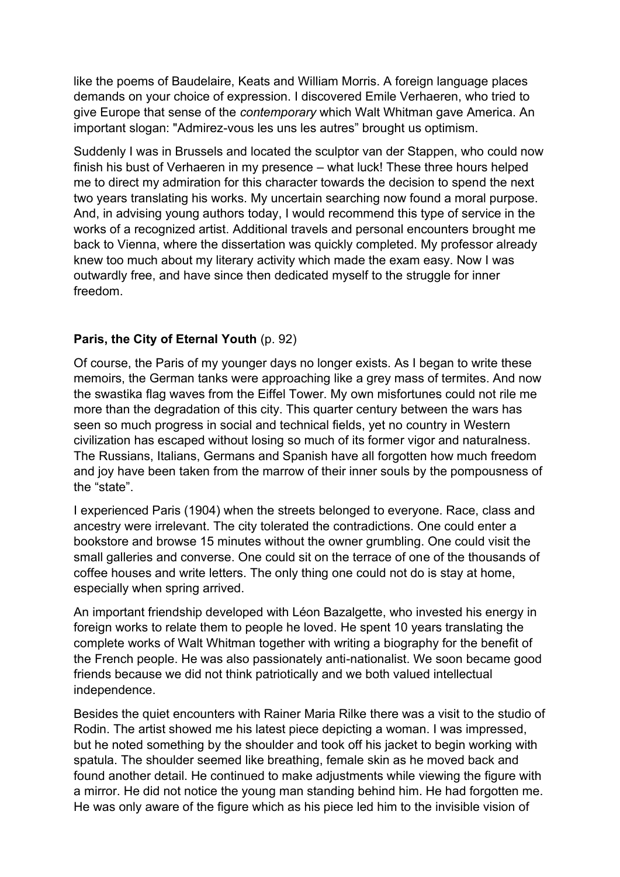like the poems of Baudelaire, Keats and William Morris. A foreign language places demands on your choice of expression. I discovered Emile Verhaeren, who tried to give Europe that sense of the *contemporary* which Walt Whitman gave America. An important slogan: "Admirez-vous les uns les autres" brought us optimism.

Suddenly I was in Brussels and located the sculptor van der Stappen, who could now finish his bust of Verhaeren in my presence – what luck! These three hours helped me to direct my admiration for this character towards the decision to spend the next two years translating his works. My uncertain searching now found a moral purpose. And, in advising young authors today, I would recommend this type of service in the works of a recognized artist. Additional travels and personal encounters brought me back to Vienna, where the dissertation was quickly completed. My professor already knew too much about my literary activity which made the exam easy. Now I was outwardly free, and have since then dedicated myself to the struggle for inner freedom.

**Paris, the City of Eternal Youth** (p. 92)

Of course, the Paris of my younger days no longer exists. As I began to write these memoirs, the German tanks were approaching like a grey mass of termites. And now the swastika flag waves from the Eiffel Tower. My own misfortunes could not rile me more than the degradation of this city. This quarter century between the wars has seen so much progress in social and technical fields, yet no country in Western civilization has escaped without losing so much of its former vigor and naturalness. The Russians, Italians, Germans and Spanish have all forgotten how much freedom and joy have been taken from the marrow of their inner souls by the pompousness of the "state".

I experienced Paris (1904) when the streets belonged to everyone. Race, class and ancestry were irrelevant. The city tolerated the contradictions. One could enter a bookstore and browse 15 minutes without the owner grumbling. One could visit the small galleries and converse. One could sit on the terrace of one of the thousands of coffee houses and write letters. The only thing one could not do is stay at home, especially when spring arrived.

An important friendship developed with Léon Bazalgette, who invested his energy in foreign works to relate them to people he loved. He spent 10 years translating the complete works of Walt Whitman together with writing a biography for the benefit of the French people. He was also passionately anti-nationalist. We soon became good friends because we did not think patriotically and we both valued intellectual independence.

Besides the quiet encounters with Rainer Maria Rilke there was a visit to the studio of Rodin. The artist showed me his latest piece depicting a woman. I was impressed, but he noted something by the shoulder and took off his jacket to begin working with spatula. The shoulder seemed like breathing, female skin as he moved back and found another detail. He continued to make adjustments while viewing the figure with a mirror. He did not notice the young man standing behind him. He had forgotten me. He was only aware of the figure which as his piece led him to the invisible vision of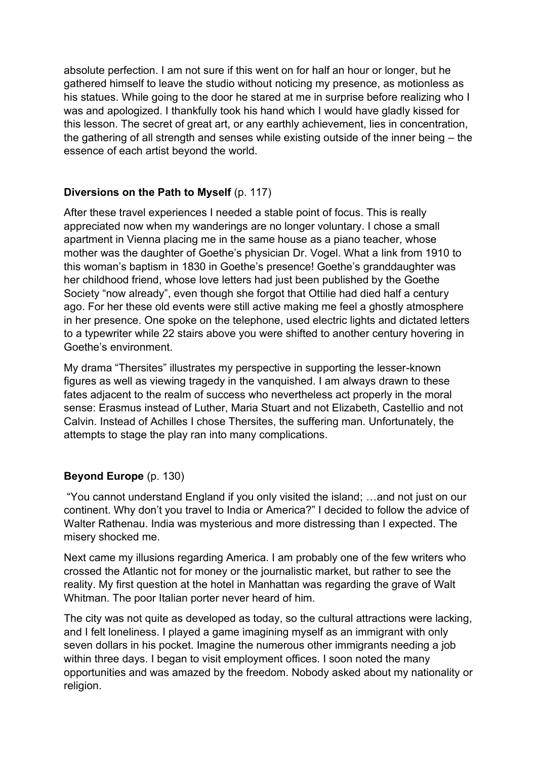absolute perfection. I am not sure if this went on for half an hour or longer, but he gathered himself to leave the studio without noticing my presence, as motionless as his statues. While going to the door he stared at me in surprise before realizing who I was and apologized. I thankfully took his hand which I would have gladly kissed for this lesson. The secret of great art, or any earthly achievement, lies in concentration, the gathering of all strength and senses while existing outside of the inner being – the essence of each artist beyond the world.

**Diversions on the Path to Myself** (p. 117)

After these travel experiences I needed a stable point of focus. This is really appreciated now when my wanderings are no longer voluntary. I chose a small apartment in Vienna placing me in the same house as a piano teacher, whose mother was the daughter of Goethe's physician Dr. Vogel. What a link from 1910 to this woman's baptism in 1830 in Goethe's presence! Goethe's granddaughter was her childhood friend, whose love letters had just been published by the Goethe Society "now already", even though she forgot that Ottilie had died half a century ago. For her these old events were still active making me feel a ghostly atmosphere in her presence. One spoke on the telephone, used electric lights and dictated letters to a typewriter while 22 stairs above you were shifted to another century hovering in Goethe's environment.

My drama "Thersites" illustrates my perspective in supporting the lesser-known figures as well as viewing tragedy in the vanquished. I am always drawn to these fates adjacent to the realm of success who nevertheless act properly in the moral sense: Erasmus instead of Luther, Maria Stuart and not Elizabeth, Castellio and not Calvin. Instead of Achilles I chose Thersites, the suffering man. Unfortunately, the attempts to stage the play ran into many complications.

**Beyond Europe** (p. 130)

"You cannot understand England if you only visited the island; …and not just on our continent. Why don't you travel to India or America?" I decided to follow the advice of Walter Rathenau. India was mysterious and more distressing than I expected. The misery shocked me.

Next came my illusions regarding America. I am probably one of the few writers who crossed the Atlantic not for money or the journalistic market, but rather to see the reality. My first question at the hotel in Manhattan was regarding the grave of Walt Whitman. The poor Italian porter never heard of him.

The city was not quite as developed as today, so the cultural attractions were lacking, and I felt loneliness. I played a game imagining myself as an immigrant with only seven dollars in his pocket. Imagine the numerous other immigrants needing a job within three days. I began to visit employment offices. I soon noted the many opportunities and was amazed by the freedom. Nobody asked about my nationality or religion.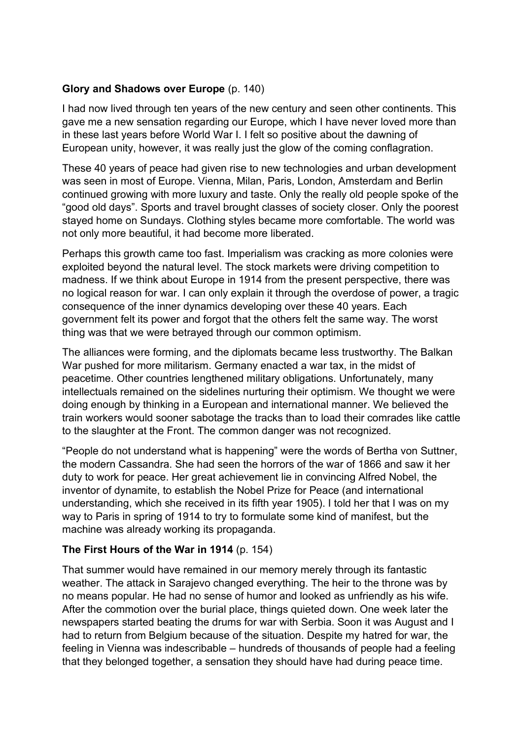**Glory and Shadows over Europe** (p. 140)

I had now lived through ten years of the new century and seen other continents. This gave me a new sensation regarding our Europe, which I have never loved more than in these last years before World War I. I felt so positive about the dawning of European unity, however, it was really just the glow of the coming conflagration.

These 40 years of peace had given rise to new technologies and urban development was seen in most of Europe. Vienna, Milan, Paris, London, Amsterdam and Berlin continued growing with more luxury and taste. Only the really old people spoke of the "good old days". Sports and travel brought classes of society closer. Only the poorest stayed home on Sundays. Clothing styles became more comfortable. The world was not only more beautiful, it had become more liberated.

Perhaps this growth came too fast. Imperialism was cracking as more colonies were exploited beyond the natural level. The stock markets were driving competition to madness. If we think about Europe in 1914 from the present perspective, there was no logical reason for war. I can only explain it through the overdose of power, a tragic consequence of the inner dynamics developing over these 40 years. Each government felt its power and forgot that the others felt the same way. The worst thing was that we were betrayed through our common optimism.

The alliances were forming, and the diplomats became less trustworthy. The Balkan War pushed for more militarism. Germany enacted a war tax, in the midst of peacetime. Other countries lengthened military obligations. Unfortunately, many intellectuals remained on the sidelines nurturing their optimism. We thought we were doing enough by thinking in a European and international manner. We believed the train workers would sooner sabotage the tracks than to load their comrades like cattle to the slaughter at the Front. The common danger was not recognized.

"People do not understand what is happening" were the words of Bertha von Suttner, the modern Cassandra. She had seen the horrors of the war of 1866 and saw it her duty to work for peace. Her great achievement lie in convincing Alfred Nobel, the inventor of dynamite, to establish the Nobel Prize for Peace (and international understanding, which she received in its fifth year 1905). I told her that I was on my way to Paris in spring of 1914 to try to formulate some kind of manifest, but the machine was already working its propaganda.

**The First Hours of the War in 1914** (p. 154)

That summer would have remained in our memory merely through its fantastic weather. The attack in Sarajevo changed everything. The heir to the throne was by no means popular. He had no sense of humor and looked as unfriendly as his wife. After the commotion over the burial place, things quieted down. One week later the newspapers started beating the drums for war with Serbia. Soon it was August and I had to return from Belgium because of the situation. Despite my hatred for war, the feeling in Vienna was indescribable – hundreds of thousands of people had a feeling that they belonged together, a sensation they should have had during peace time.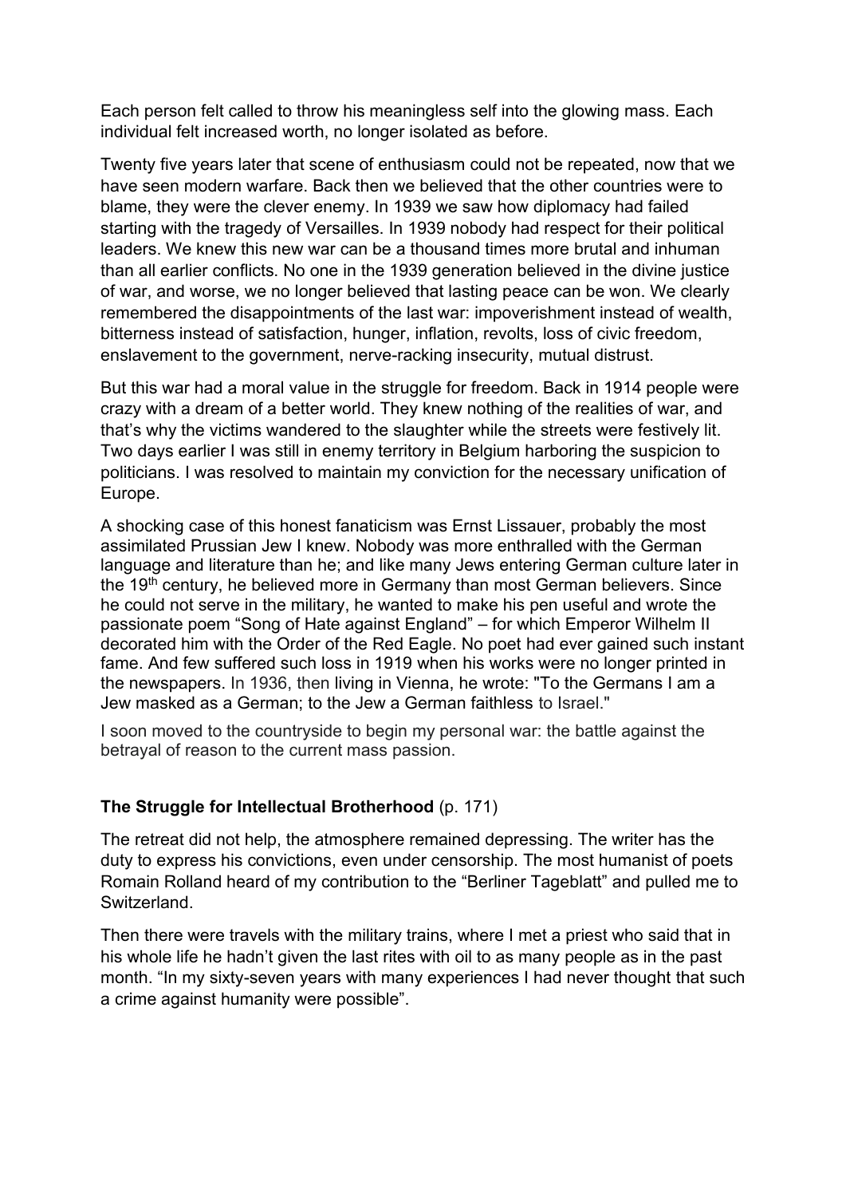Each person felt called to throw his meaningless self into the glowing mass. Each individual felt increased worth, no longer isolated as before.

Twenty five years later that scene of enthusiasm could not be repeated, now that we have seen modern warfare. Back then we believed that the other countries were to blame, they were the clever enemy. In 1939 we saw how diplomacy had failed starting with the tragedy of Versailles. In 1939 nobody had respect for their political leaders. We knew this new war can be a thousand times more brutal and inhuman than all earlier conflicts. No one in the 1939 generation believed in the divine justice of war, and worse, we no longer believed that lasting peace can be won. We clearly remembered the disappointments of the last war: impoverishment instead of wealth, bitterness instead of satisfaction, hunger, inflation, revolts, loss of civic freedom, enslavement to the government, nerve-racking insecurity, mutual distrust.

But this war had a moral value in the struggle for freedom. Back in 1914 people were crazy with a dream of a better world. They knew nothing of the realities of war, and that's why the victims wandered to the slaughter while the streets were festively lit. Two days earlier I was still in enemy territory in Belgium harboring the suspicion to politicians. I was resolved to maintain my conviction for the necessary unification of Europe.

A shocking case of this honest fanaticism was Ernst Lissauer, probably the most assimilated Prussian Jew I knew. Nobody was more enthralled with the German language and literature than he; and like many Jews entering German culture later in the 19th century, he believed more in Germany than most German believers. Since he could not serve in the military, he wanted to make his pen useful and wrote the passionate poem "Song of Hate against England" – for which Emperor Wilhelm II decorated him with the Order of the Red Eagle. No poet had ever gained such instant fame. And few suffered such loss in 1919 when his works were no longer printed in the newspapers. In 1936, then living in Vienna, he wrote: "To the Germans I am a Jew masked as a German; to the Jew a German faithless to Israel."

I soon moved to the countryside to begin my personal war: the battle against the betrayal of reason to the current mass passion.

**The Struggle for Intellectual Brotherhood** (p. 171)

The retreat did not help, the atmosphere remained depressing. The writer has the duty to express his convictions, even under censorship. The most humanist of poets Romain Rolland heard of my contribution to the "Berliner Tageblatt" and pulled me to Switzerland.

Then there were travels with the military trains, where I met a priest who said that in his whole life he hadn't given the last rites with oil to as many people as in the past month. "In my sixty-seven years with many experiences I had never thought that such a crime against humanity were possible".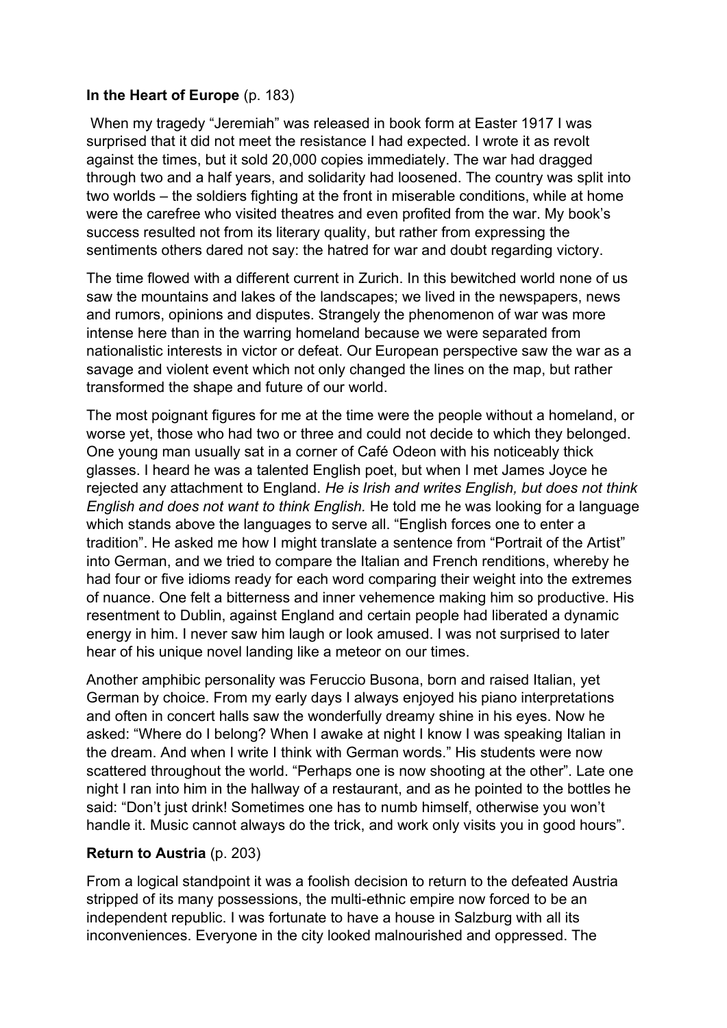**In the Heart of Europe** (p. 183)

When my tragedy "Jeremiah" was released in book form at Easter 1917 I was surprised that it did not meet the resistance I had expected. I wrote it as revolt against the times, but it sold 20,000 copies immediately. The war had dragged through two and a half years, and solidarity had loosened. The country was split into two worlds – the soldiers fighting at the front in miserable conditions, while at home were the carefree who visited theatres and even profited from the war. My book's success resulted not from its literary quality, but rather from expressing the sentiments others dared not say: the hatred for war and doubt regarding victory.

The time flowed with a different current in Zurich. In this bewitched world none of us saw the mountains and lakes of the landscapes; we lived in the newspapers, news and rumors, opinions and disputes. Strangely the phenomenon of war was more intense here than in the warring homeland because we were separated from nationalistic interests in victor or defeat. Our European perspective saw the war as a savage and violent event which not only changed the lines on the map, but rather transformed the shape and future of our world.

The most poignant figures for me at the time were the people without a homeland, or worse yet, those who had two or three and could not decide to which they belonged. One young man usually sat in a corner of Café Odeon with his noticeably thick glasses. I heard he was a talented English poet, but when I met James Joyce he rejected any attachment to England. *He is Irish and writes English, but does not think English and does not want to think English.* He told me he was looking for a language which stands above the languages to serve all. "English forces one to enter a tradition". He asked me how I might translate a sentence from "Portrait of the Artist" into German, and we tried to compare the Italian and French renditions, whereby he had four or five idioms ready for each word comparing their weight into the extremes of nuance. One felt a bitterness and inner vehemence making him so productive. His resentment to Dublin, against England and certain people had liberated a dynamic energy in him. I never saw him laugh or look amused. I was not surprised to later hear of his unique novel landing like a meteor on our times.

Another amphibic personality was Feruccio Busona, born and raised Italian, yet German by choice. From my early days I always enjoyed his piano interpretations and often in concert halls saw the wonderfully dreamy shine in his eyes. Now he asked: "Where do I belong? When I awake at night I know I was speaking Italian in the dream. And when I write I think with German words." His students were now scattered throughout the world. "Perhaps one is now shooting at the other". Late one night I ran into him in the hallway of a restaurant, and as he pointed to the bottles he said: "Don't just drink! Sometimes one has to numb himself, otherwise you won't handle it. Music cannot always do the trick, and work only visits you in good hours".

**Return to Austria** (p. 203)

From a logical standpoint it was a foolish decision to return to the defeated Austria stripped of its many possessions, the multi-ethnic empire now forced to be an independent republic. I was fortunate to have a house in Salzburg with all its inconveniences. Everyone in the city looked malnourished and oppressed. The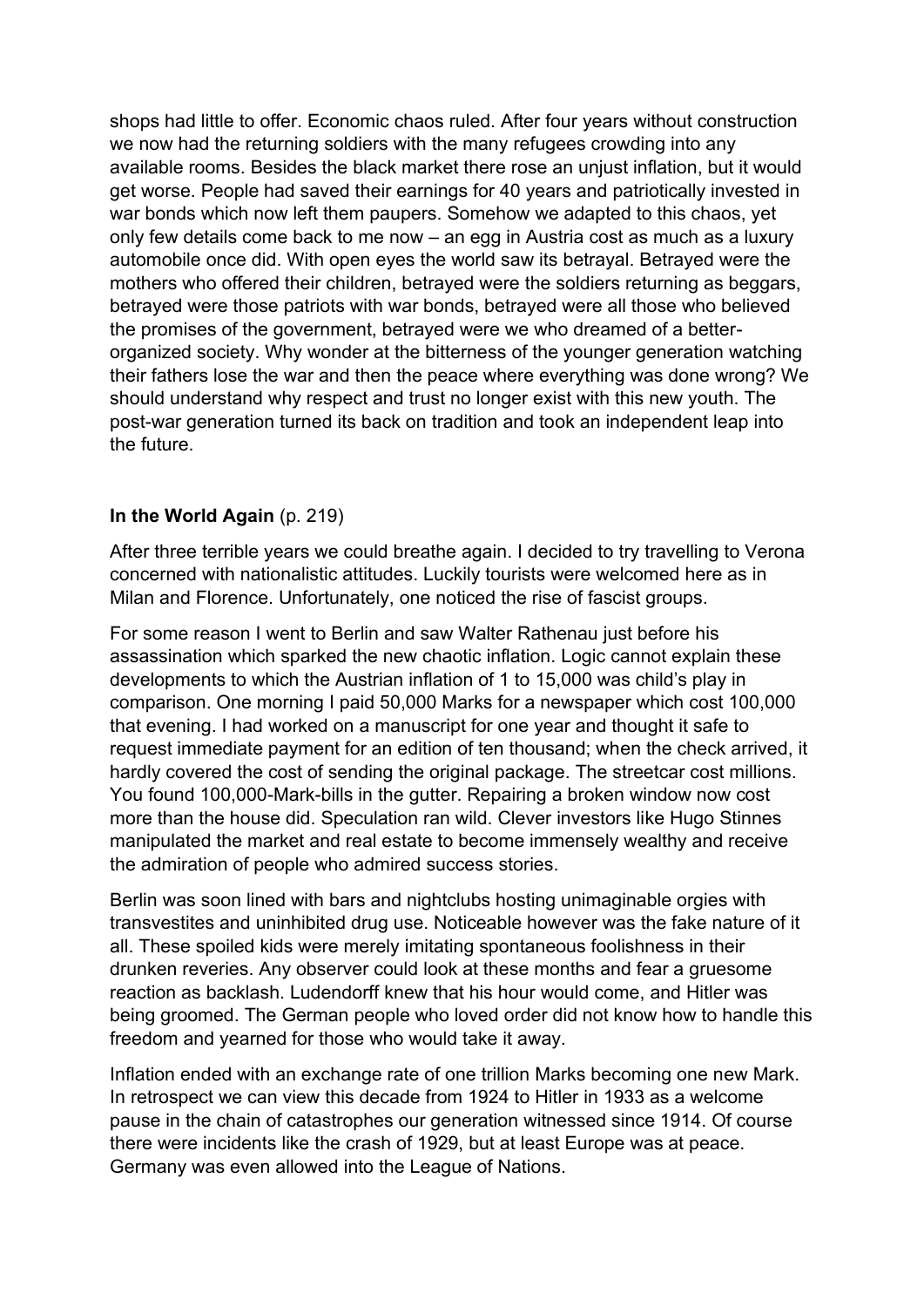shops had little to offer. Economic chaos ruled. After four years without construction we now had the returning soldiers with the many refugees crowding into any available rooms. Besides the black market there rose an unjust inflation, but it would get worse. People had saved their earnings for 40 years and patriotically invested in war bonds which now left them paupers. Somehow we adapted to this chaos, yet only few details come back to me now – an egg in Austria cost as much as a luxury automobile once did. With open eyes the world saw its betrayal. Betrayed were the mothers who offered their children, betrayed were the soldiers returning as beggars, betrayed were those patriots with war bonds, betrayed were all those who believed the promises of the government, betrayed were we who dreamed of a better-organized society. Why wonder at the bitterness of the younger generation watching their fathers lose the war and then the peace where everything was done wrong? We should understand why respect and trust no longer exist with this new youth. The post-war generation turned its back on tradition and took an independent leap into the future.

**In the World Again** (p. 219)

After three terrible years we could breathe again. I decided to try travelling to Verona concerned with nationalistic attitudes. Luckily tourists were welcomed here as in Milan and Florence. Unfortunately, one noticed the rise of fascist groups.

For some reason I went to Berlin and saw Walter Rathenau just before his assassination which sparked the new chaotic inflation. Logic cannot explain these developments to which the Austrian inflation of 1 to 15,000 was child's play in comparison. One morning I paid 50,000 Marks for a newspaper which cost 100,000 that evening. I had worked on a manuscript for one year and thought it safe to request immediate payment for an edition of ten thousand; when the check arrived, it hardly covered the cost of sending the original package. The streetcar cost millions. You found 100,000-Mark-bills in the gutter. Repairing a broken window now cost more than the house did. Speculation ran wild. Clever investors like Hugo Stinnes manipulated the market and real estate to become immensely wealthy and receive the admiration of people who admired success stories.

Berlin was soon lined with bars and nightclubs hosting unimaginable orgies with transvestites and uninhibited drug use. Noticeable however was the fake nature of it all. These spoiled kids were merely imitating spontaneous foolishness in their drunken reveries. Any observer could look at these months and fear a gruesome reaction as backlash. Ludendorff knew that his hour would come, and Hitler was being groomed. The German people who loved order did not know how to handle this freedom and yearned for those who would take it away.

Inflation ended with an exchange rate of one trillion Marks becoming one new Mark. In retrospect we can view this decade from 1924 to Hitler in 1933 as a welcome pause in the chain of catastrophes our generation witnessed since 1914. Of course there were incidents like the crash of 1929, but at least Europe was at peace. Germany was even allowed into the League of Nations.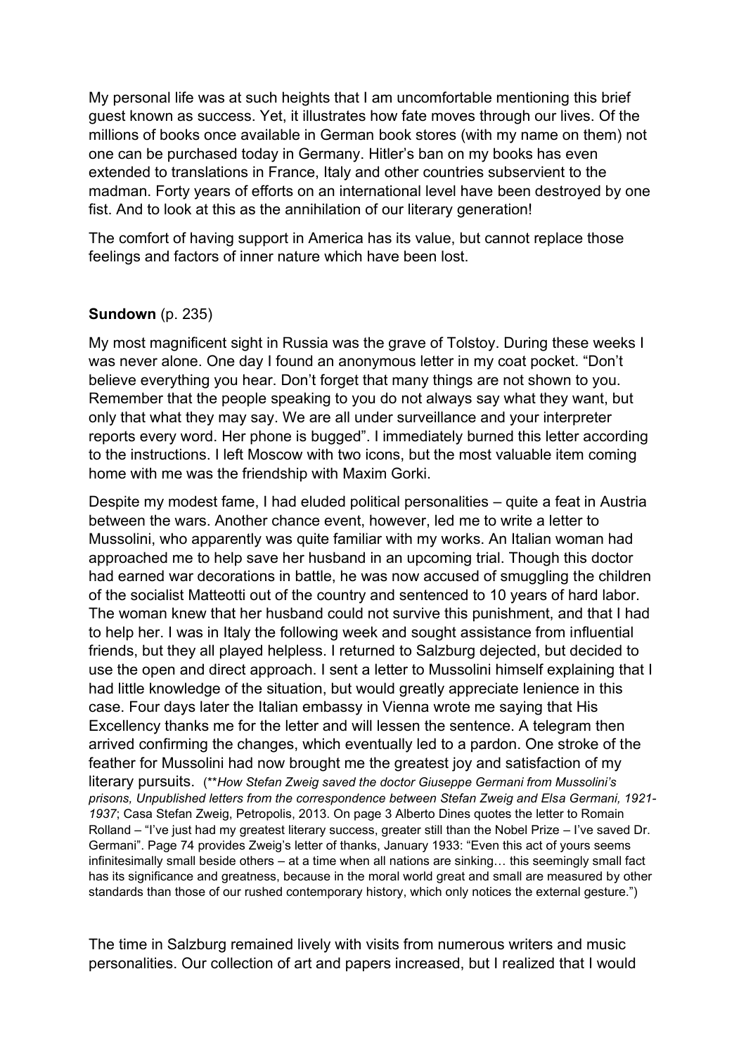My personal life was at such heights that I am uncomfortable mentioning this brief guest known as success. Yet, it illustrates how fate moves through our lives. Of the millions of books once available in German book stores (with my name on them) not one can be purchased today in Germany. Hitler's ban on my books has even extended to translations in France, Italy and other countries subservient to the madman. Forty years of efforts on an international level have been destroyed by one fist. And to look at this as the annihilation of our literary generation!

The comfort of having support in America has its value, but cannot replace those feelings and factors of inner nature which have been lost.

**Sundown** (p. 235)

My most magnificent sight in Russia was the grave of Tolstoy. During these weeks I was never alone. One day I found an anonymous letter in my coat pocket. "Don't believe everything you hear. Don't forget that many things are not shown to you. Remember that the people speaking to you do not always say what they want, but only that what they may say. We are all under surveillance and your interpreter reports every word. Her phone is bugged". I immediately burned this letter according to the instructions. I left Moscow with two icons, but the most valuable item coming home with me was the friendship with Maxim Gorki.

Despite my modest fame, I had eluded political personalities – quite a feat in Austria between the wars. Another chance event, however, led me to write a letter to Mussolini, who apparently was quite familiar with my works. An Italian woman had approached me to help save her husband in an upcoming trial. Though this doctor had earned war decorations in battle, he was now accused of smuggling the children of the socialist Matteotti out of the country and sentenced to 10 years of hard labor. The woman knew that her husband could not survive this punishment, and that I had to help her. I was in Italy the following week and sought assistance from influential friends, but they all played helpless. I returned to Salzburg dejected, but decided to use the open and direct approach. I sent a letter to Mussolini himself explaining that I had little knowledge of the situation, but would greatly appreciate lenience in this case. Four days later the Italian embassy in Vienna wrote me saying that His Excellency thanks me for the letter and will lessen the sentence. A telegram then arrived confirming the changes, which eventually led to a pardon. One stroke of the feather for Mussolini had now brought me the greatest joy and satisfaction of my literary pursuits. (***How Stefan Zweig saved the doctor Giuseppe Germani from Mussolini's prisons, Unpublished letters from the correspondence between Stefan Zweig and Elsa Germani, 1921-1937*; Casa Stefan Zweig, Petropolis, 2013. On page 3 Alberto Dines quotes the letter to Romain Rolland – "I've just had my greatest literary success, greater still than the Nobel Prize – I've saved Dr. Germani". Page 74 provides Zweig's letter of thanks, January 1933: "Even this act of yours seems infinitesimally small beside others – at a time when all nations are sinking… this seemingly small fact has its significance and greatness, because in the moral world great and small are measured by other standards than those of our rushed contemporary history, which only notices the external gesture.")

The time in Salzburg remained lively with visits from numerous writers and music personalities. Our collection of art and papers increased, but I realized that I would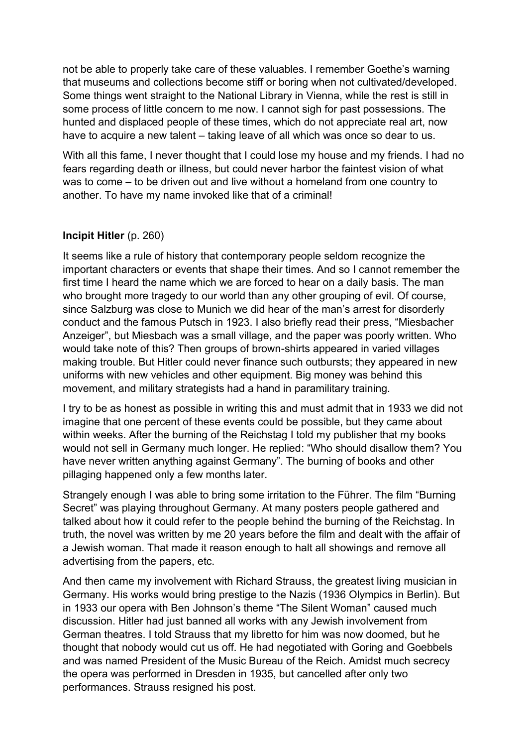not be able to properly take care of these valuables. I remember Goethe's warning that museums and collections become stiff or boring when not cultivated/developed. Some things went straight to the National Library in Vienna, while the rest is still in some process of little concern to me now. I cannot sigh for past possessions. The hunted and displaced people of these times, which do not appreciate real art, now have to acquire a new talent – taking leave of all which was once so dear to us.

With all this fame, I never thought that I could lose my house and my friends. I had no fears regarding death or illness, but could never harbor the faintest vision of what was to come – to be driven out and live without a homeland from one country to another. To have my name invoked like that of a criminal!

**Incipit Hitler** (p. 260)

It seems like a rule of history that contemporary people seldom recognize the important characters or events that shape their times. And so I cannot remember the first time I heard the name which we are forced to hear on a daily basis. The man who brought more tragedy to our world than any other grouping of evil. Of course, since Salzburg was close to Munich we did hear of the man's arrest for disorderly conduct and the famous Putsch in 1923. I also briefly read their press, "Miesbacher Anzeiger", but Miesbach was a small village, and the paper was poorly written. Who would take note of this? Then groups of brown-shirts appeared in varied villages making trouble. But Hitler could never finance such outbursts; they appeared in new uniforms with new vehicles and other equipment. Big money was behind this movement, and military strategists had a hand in paramilitary training.

I try to be as honest as possible in writing this and must admit that in 1933 we did not imagine that one percent of these events could be possible, but they came about within weeks. After the burning of the Reichstag I told my publisher that my books would not sell in Germany much longer. He replied: "Who should disallow them? You have never written anything against Germany". The burning of books and other pillaging happened only a few months later.

Strangely enough I was able to bring some irritation to the Führer. The film "Burning Secret" was playing throughout Germany. At many posters people gathered and talked about how it could refer to the people behind the burning of the Reichstag. In truth, the novel was written by me 20 years before the film and dealt with the affair of a Jewish woman. That made it reason enough to halt all showings and remove all advertising from the papers, etc.

And then came my involvement with Richard Strauss, the greatest living musician in Germany. His works would bring prestige to the Nazis (1936 Olympics in Berlin). But in 1933 our opera with Ben Johnson's theme "The Silent Woman" caused much discussion. Hitler had just banned all works with any Jewish involvement from German theatres. I told Strauss that my libretto for him was now doomed, but he thought that nobody would cut us off. He had negotiated with Goring and Goebbels and was named President of the Music Bureau of the Reich. Amidst much secrecy the opera was performed in Dresden in 1935, but cancelled after only two performances. Strauss resigned his post.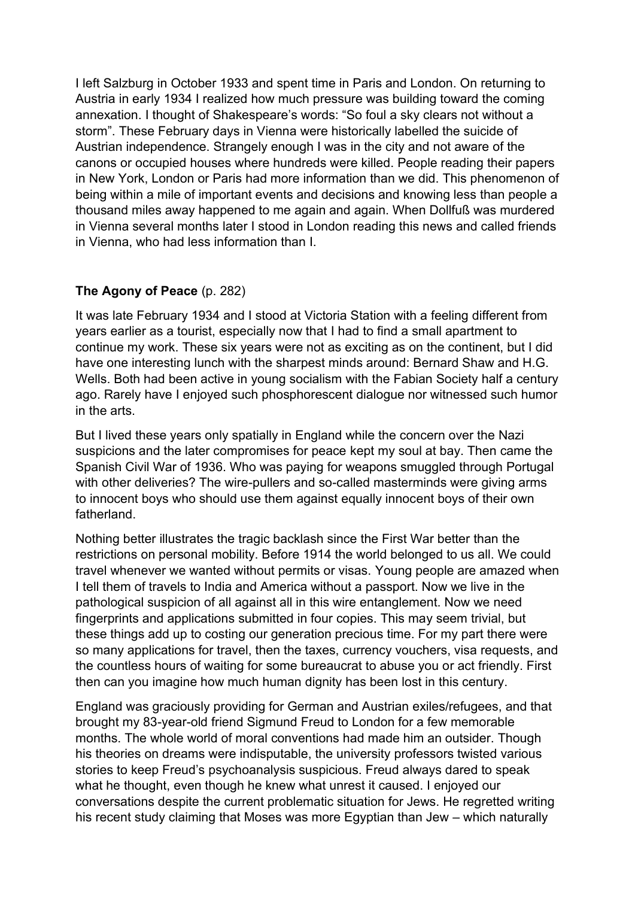I left Salzburg in October 1933 and spent time in Paris and London. On returning to Austria in early 1934 I realized how much pressure was building toward the coming annexation. I thought of Shakespeare's words: "So foul a sky clears not without a storm". These February days in Vienna were historically labelled the suicide of Austrian independence. Strangely enough I was in the city and not aware of the canons or occupied houses where hundreds were killed. People reading their papers in New York, London or Paris had more information than we did. This phenomenon of being within a mile of important events and decisions and knowing less than people a thousand miles away happened to me again and again. When Dollfuß was murdered in Vienna several months later I stood in London reading this news and called friends in Vienna, who had less information than I.

**The Agony of Peace** (p. 282)

It was late February 1934 and I stood at Victoria Station with a feeling different from years earlier as a tourist, especially now that I had to find a small apartment to continue my work. These six years were not as exciting as on the continent, but I did have one interesting lunch with the sharpest minds around: Bernard Shaw and H.G. Wells. Both had been active in young socialism with the Fabian Society half a century ago. Rarely have I enjoyed such phosphorescent dialogue nor witnessed such humor in the arts.

But I lived these years only spatially in England while the concern over the Nazi suspicions and the later compromises for peace kept my soul at bay. Then came the Spanish Civil War of 1936. Who was paying for weapons smuggled through Portugal with other deliveries? The wire-pullers and so-called masterminds were giving arms to innocent boys who should use them against equally innocent boys of their own fatherland.

Nothing better illustrates the tragic backlash since the First War better than the restrictions on personal mobility. Before 1914 the world belonged to us all. We could travel whenever we wanted without permits or visas. Young people are amazed when I tell them of travels to India and America without a passport. Now we live in the pathological suspicion of all against all in this wire entanglement. Now we need fingerprints and applications submitted in four copies. This may seem trivial, but these things add up to costing our generation precious time. For my part there were so many applications for travel, then the taxes, currency vouchers, visa requests, and the countless hours of waiting for some bureaucrat to abuse you or act friendly. First then can you imagine how much human dignity has been lost in this century.

England was graciously providing for German and Austrian exiles/refugees, and that brought my 83-year-old friend Sigmund Freud to London for a few memorable months. The whole world of moral conventions had made him an outsider. Though his theories on dreams were indisputable, the university professors twisted various stories to keep Freud's psychoanalysis suspicious. Freud always dared to speak what he thought, even though he knew what unrest it caused. I enjoyed our conversations despite the current problematic situation for Jews. He regretted writing his recent study claiming that Moses was more Egyptian than Jew – which naturally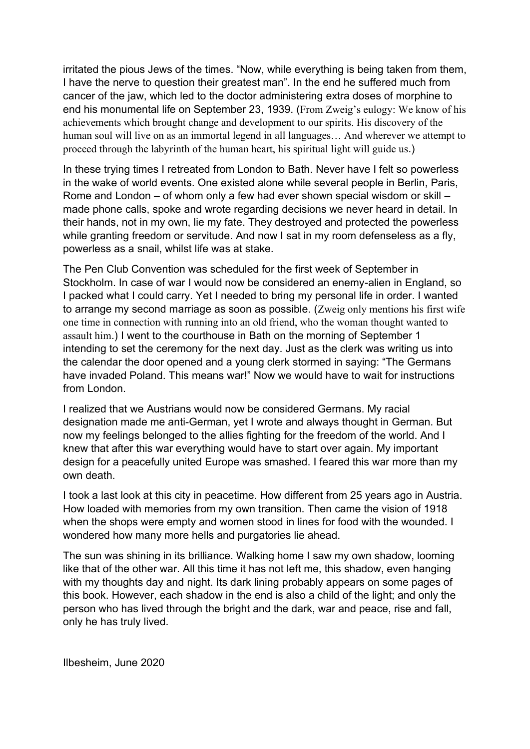irritated the pious Jews of the times. “Now, while everything is being taken from them, I have the nerve to question their greatest man”. In the end he suffered much from cancer of the jaw, which led to the doctor administering extra doses of morphine to end his monumental life on September 23, 1939. (From Zweig’s eulogy: We know of his achievements which brought change and development to our spirits. His discovery of the human soul will live on as an immortal legend in all languages… And wherever we attempt to proceed through the labyrinth of the human heart, his spiritual light will guide us.)

In these trying times I retreated from London to Bath. Never have I felt so powerless in the wake of world events. One existed alone while several people in Berlin, Paris, Rome and London – of whom only a few had ever shown special wisdom or skill – made phone calls, spoke and wrote regarding decisions we never heard in detail. In their hands, not in my own, lie my fate. They destroyed and protected the powerless while granting freedom or servitude. And now I sat in my room defenseless as a fly, powerless as a snail, whilst life was at stake.

The Pen Club Convention was scheduled for the first week of September in Stockholm. In case of war I would now be considered an enemy-alien in England, so I packed what I could carry. Yet I needed to bring my personal life in order. I wanted to arrange my second marriage as soon as possible. (Zweig only mentions his first wife one time in connection with running into an old friend, who the woman thought wanted to assault him.) I went to the courthouse in Bath on the morning of September 1 intending to set the ceremony for the next day. Just as the clerk was writing us into the calendar the door opened and a young clerk stormed in saying: “The Germans have invaded Poland. This means war!” Now we would have to wait for instructions from London.

I realized that we Austrians would now be considered Germans. My racial designation made me anti-German, yet I wrote and always thought in German. But now my feelings belonged to the allies fighting for the freedom of the world. And I knew that after this war everything would have to start over again. My important design for a peacefully united Europe was smashed. I feared this war more than my own death.

I took a last look at this city in peacetime. How different from 25 years ago in Austria. How loaded with memories from my own transition. Then came the vision of 1918 when the shops were empty and women stood in lines for food with the wounded. I wondered how many more hells and purgatories lie ahead.

The sun was shining in its brilliance. Walking home I saw my own shadow, looming like that of the other war. All this time it has not left me, this shadow, even hanging with my thoughts day and night. Its dark lining probably appears on some pages of this book. However, each shadow in the end is also a child of the light; and only the person who has lived through the bright and the dark, war and peace, rise and fall, only he has truly lived.

Ilbesheim, June 2020